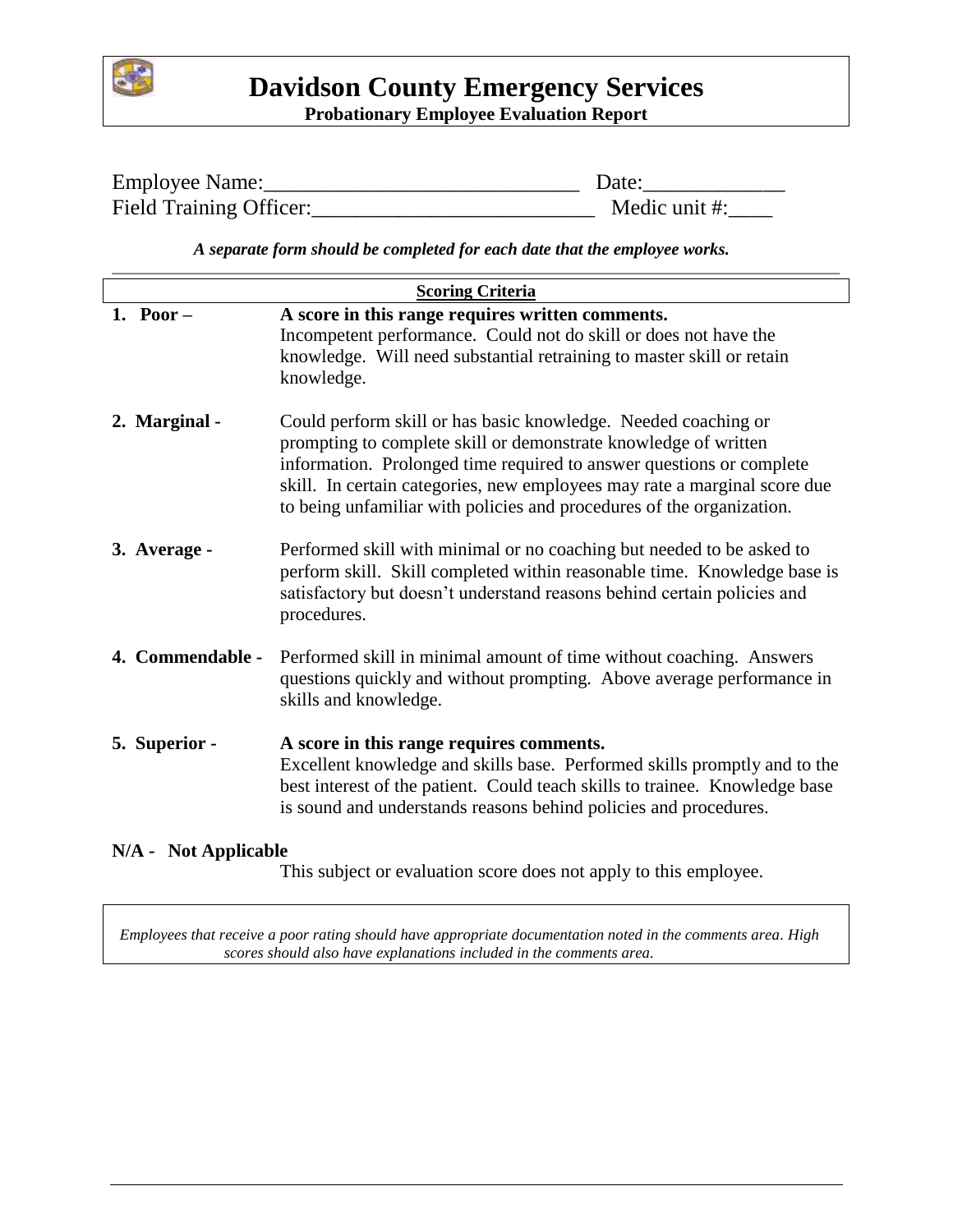# Davidson County Emergency Services

**Probationary Employee Evaluation Report**

Employee Name:____________________________ Date:_____________

Field Training Officer:__________________________ Medic unit #:____

***A separate form should be completed for each date that the employee works.***

**Scoring Criteria**

**1. Poor –** **A score in this range requires written comments.** Incompetent performance. Could not do skill or does not have the knowledge. Will need substantial retraining to master skill or retain knowledge.

**2. Marginal -** Could perform skill or has basic knowledge. Needed coaching or prompting to complete skill or demonstrate knowledge of written information. Prolonged time required to answer questions or complete skill. In certain categories, new employees may rate a marginal score due to being unfamiliar with policies and procedures of the organization.

**3. Average -** Performed skill with minimal or no coaching but needed to be asked to perform skill. Skill completed within reasonable time. Knowledge base is satisfactory but doesn't understand reasons behind certain policies and procedures.

**4. Commendable -** Performed skill in minimal amount of time without coaching. Answers questions quickly and without prompting. Above average performance in skills and knowledge.

**5. Superior -** **A score in this range requires comments.** Excellent knowledge and skills base. Performed skills promptly and to the best interest of the patient. Could teach skills to trainee. Knowledge base is sound and understands reasons behind policies and procedures.

**N/A - Not Applicable**
This subject or evaluation score does not apply to this employee.

*Employees that receive a poor rating should have appropriate documentation noted in the comments area. High scores should also have explanations included in the comments area.*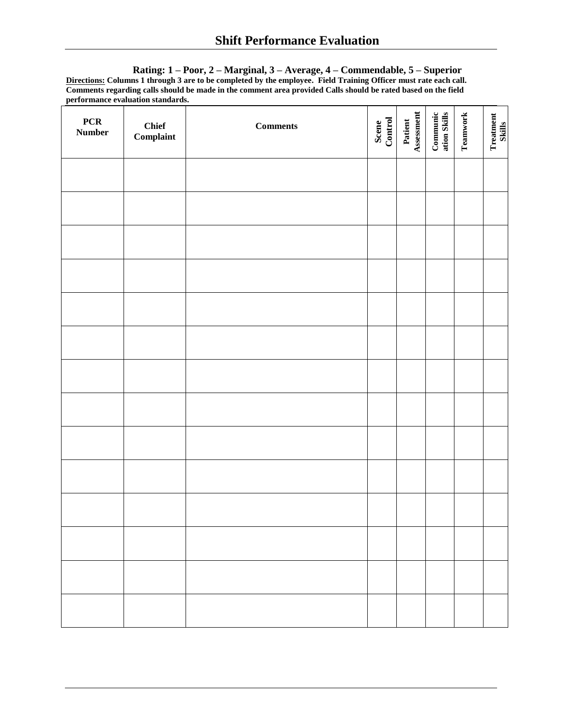# Shift Performance Evaluation

**Rating: 1 – Poor, 2 – Marginal, 3 – Average, 4 – Commendable, 5 – Superior**

**Directions: Columns 1 through 3 are to be completed by the employee. Field Training Officer must rate each call. Comments regarding calls should be made in the comment area provided Calls should be rated based on the field performance evaluation standards.**

| PCR Number | Chief Complaint | Comments | Scene Control | Patient Assessment | Communication Skills | Teamwork | Treatment Skills |
|---|---|---|---|---|---|---|---|
| | | | | | | | |
| | | | | | | | |
| | | | | | | | |
| | | | | | | | |
| | | | | | | | |
| | | | | | | | |
| | | | | | | | |
| | | | | | | | |
| | | | | | | | |
| | | | | | | | |
| | | | | | | | |
| | | | | | | | |
| | | | | | | | |
| | | | | | | | |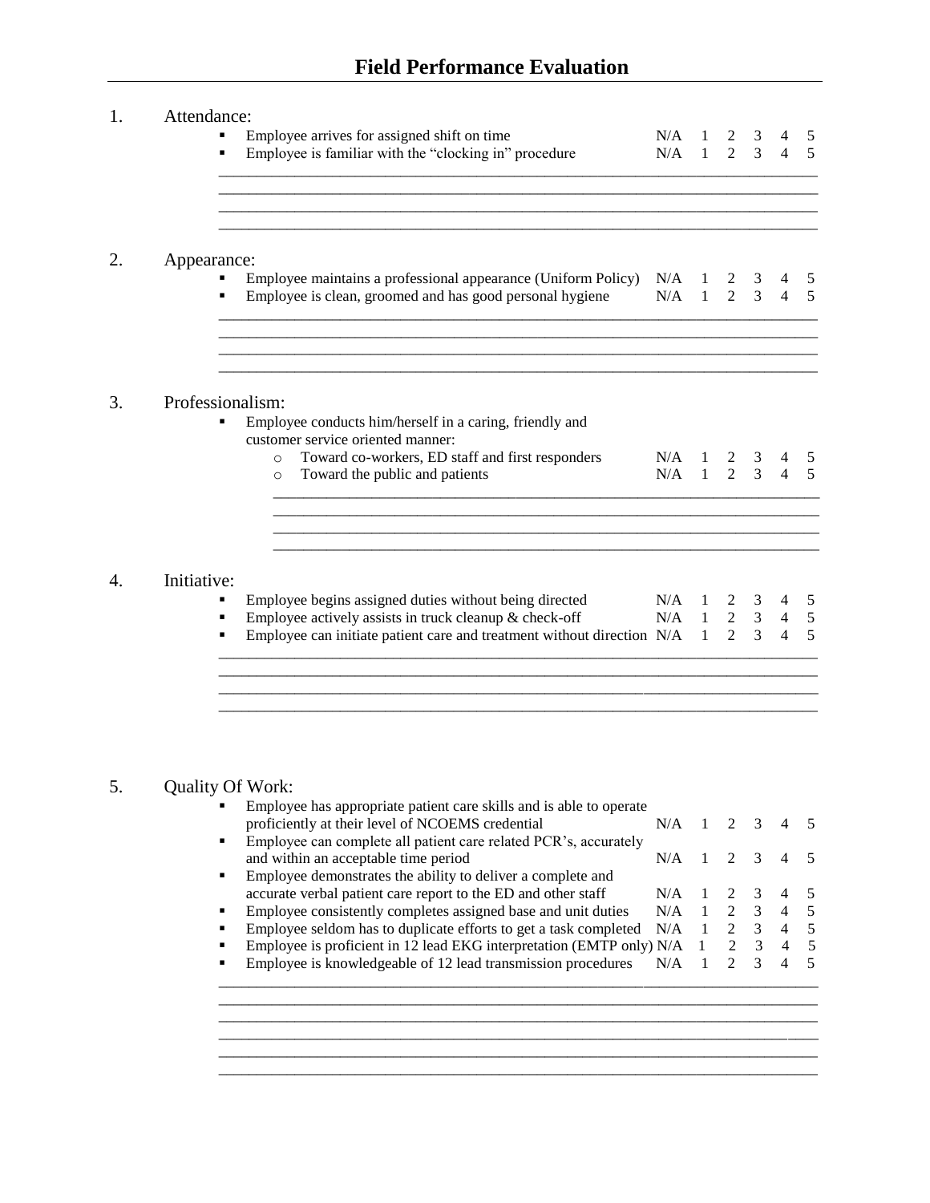# Field Performance Evaluation

1. Attendance:

| | | | | | | |
|---|---|---|---|---|---|---|
| ▪ Employee arrives for assigned shift on time | N/A | 1 | 2 | 3 | 4 | 5 |
| ▪ Employee is familiar with the "clocking in" procedure | N/A | 1 | 2 | 3 | 4 | 5 |

______________________________________________________________________________
______________________________________________________________________________
______________________________________________________________________________
______________________________________________________________________________

2. Appearance:

| | | | | | | |
|---|---|---|---|---|---|---|
| ▪ Employee maintains a professional appearance (Uniform Policy) | N/A | 1 | 2 | 3 | 4 | 5 |
| ▪ Employee is clean, groomed and has good personal hygiene | N/A | 1 | 2 | 3 | 4 | 5 |

______________________________________________________________________________
______________________________________________________________________________
______________________________________________________________________________
______________________________________________________________________________

3. Professionalism:

▪ Employee conducts him/herself in a caring, friendly and customer service oriented manner:

| | | | | | | |
|---|---|---|---|---|---|---|
| ○ Toward co-workers, ED staff and first responders | N/A | 1 | 2 | 3 | 4 | 5 |
| ○ Toward the public and patients | N/A | 1 | 2 | 3 | 4 | 5 |

______________________________________________________________________________
______________________________________________________________________________
______________________________________________________________________________
______________________________________________________________________________

4. Initiative:

| | | | | | | |
|---|---|---|---|---|---|---|
| ▪ Employee begins assigned duties without being directed | N/A | 1 | 2 | 3 | 4 | 5 |
| ▪ Employee actively assists in truck cleanup & check-off | N/A | 1 | 2 | 3 | 4 | 5 |
| ▪ Employee can initiate patient care and treatment without direction | N/A | 1 | 2 | 3 | 4 | 5 |

______________________________________________________________________________
______________________________________________________________________________
______________________________________________________________________________
______________________________________________________________________________

5. Quality Of Work:

| | | | | | | |
|---|---|---|---|---|---|---|
| ▪ Employee has appropriate patient care skills and is able to operate proficiently at their level of NCOEMS credential | N/A | 1 | 2 | 3 | 4 | 5 |
| ▪ Employee can complete all patient care related PCR's, accurately and within an acceptable time period | N/A | 1 | 2 | 3 | 4 | 5 |
| ▪ Employee demonstrates the ability to deliver a complete and accurate verbal patient care report to the ED and other staff | N/A | 1 | 2 | 3 | 4 | 5 |
| ▪ Employee consistently completes assigned base and unit duties | N/A | 1 | 2 | 3 | 4 | 5 |
| ▪ Employee seldom has to duplicate efforts to get a task completed | N/A | 1 | 2 | 3 | 4 | 5 |
| ▪ Employee is proficient in 12 lead EKG interpretation (EMTP only) | N/A | 1 | 2 | 3 | 4 | 5 |
| ▪ Employee is knowledgeable of 12 lead transmission procedures | N/A | 1 | 2 | 3 | 4 | 5 |

______________________________________________________________________________
______________________________________________________________________________
______________________________________________________________________________
______________________________________________________________________________
______________________________________________________________________________
______________________________________________________________________________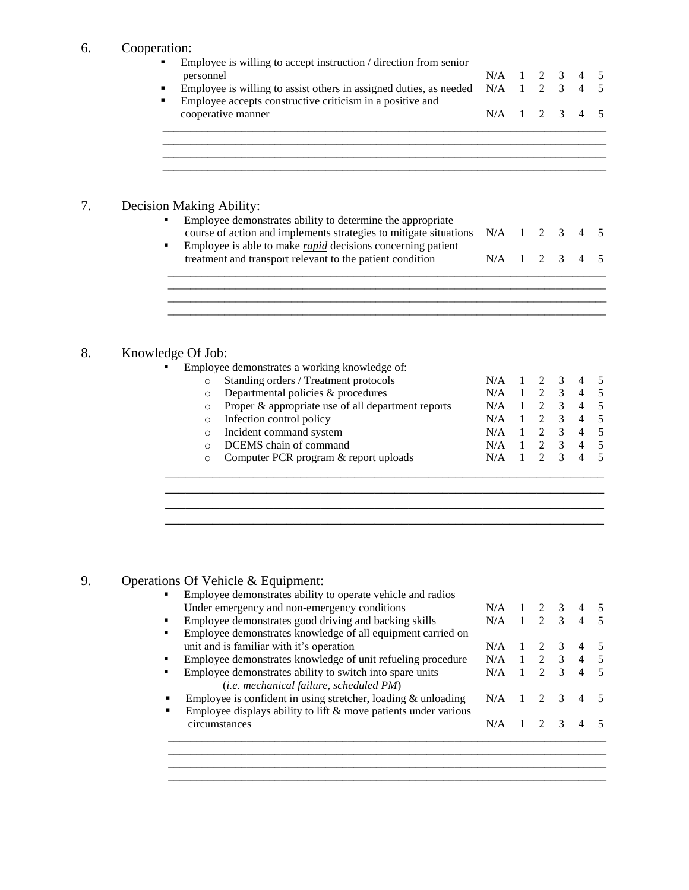6. Cooperation:

| | | | | | | |
|---|---|---|---|---|---|---|
| ▪ Employee is willing to accept instruction / direction from senior personnel | N/A | 1 | 2 | 3 | 4 | 5 |
| ▪ Employee is willing to assist others in assigned duties, as needed | N/A | 1 | 2 | 3 | 4 | 5 |
| ▪ Employee accepts constructive criticism in a positive and cooperative manner | N/A | 1 | 2 | 3 | 4 | 5 |

\_\_\_\_\_\_\_\_\_\_\_\_\_\_\_\_\_\_\_\_\_\_\_\_\_\_\_\_\_\_\_\_\_\_\_\_\_\_\_\_\_\_\_\_\_\_\_\_\_\_\_\_\_\_\_\_\_\_\_\_\_\_\_\_\_\_\_\_\_\_
\_\_\_\_\_\_\_\_\_\_\_\_\_\_\_\_\_\_\_\_\_\_\_\_\_\_\_\_\_\_\_\_\_\_\_\_\_\_\_\_\_\_\_\_\_\_\_\_\_\_\_\_\_\_\_\_\_\_\_\_\_\_\_\_\_\_\_\_\_\_
\_\_\_\_\_\_\_\_\_\_\_\_\_\_\_\_\_\_\_\_\_\_\_\_\_\_\_\_\_\_\_\_\_\_\_\_\_\_\_\_\_\_\_\_\_\_\_\_\_\_\_\_\_\_\_\_\_\_\_\_\_\_\_\_\_\_\_\_\_\_
\_\_\_\_\_\_\_\_\_\_\_\_\_\_\_\_\_\_\_\_\_\_\_\_\_\_\_\_\_\_\_\_\_\_\_\_\_\_\_\_\_\_\_\_\_\_\_\_\_\_\_\_\_\_\_\_\_\_\_\_\_\_\_\_\_\_\_\_\_\_

7. Decision Making Ability:

| | | | | | | |
|---|---|---|---|---|---|---|
| ▪ Employee demonstrates ability to determine the appropriate course of action and implements strategies to mitigate situations | N/A | 1 | 2 | 3 | 4 | 5 |
| ▪ Employee is able to make <u>*rapid*</u> decisions concerning patient treatment and transport relevant to the patient condition | N/A | 1 | 2 | 3 | 4 | 5 |

\_\_\_\_\_\_\_\_\_\_\_\_\_\_\_\_\_\_\_\_\_\_\_\_\_\_\_\_\_\_\_\_\_\_\_\_\_\_\_\_\_\_\_\_\_\_\_\_\_\_\_\_\_\_\_\_\_\_\_\_\_\_\_\_\_\_\_\_\_\_
\_\_\_\_\_\_\_\_\_\_\_\_\_\_\_\_\_\_\_\_\_\_\_\_\_\_\_\_\_\_\_\_\_\_\_\_\_\_\_\_\_\_\_\_\_\_\_\_\_\_\_\_\_\_\_\_\_\_\_\_\_\_\_\_\_\_\_\_\_\_
\_\_\_\_\_\_\_\_\_\_\_\_\_\_\_\_\_\_\_\_\_\_\_\_\_\_\_\_\_\_\_\_\_\_\_\_\_\_\_\_\_\_\_\_\_\_\_\_\_\_\_\_\_\_\_\_\_\_\_\_\_\_\_\_\_\_\_\_\_\_
\_\_\_\_\_\_\_\_\_\_\_\_\_\_\_\_\_\_\_\_\_\_\_\_\_\_\_\_\_\_\_\_\_\_\_\_\_\_\_\_\_\_\_\_\_\_\_\_\_\_\_\_\_\_\_\_\_\_\_\_\_\_\_\_\_\_\_\_\_\_

8. Knowledge Of Job:

▪ Employee demonstrates a working knowledge of:

| | | | | | | |
|---|---|---|---|---|---|---|
| o Standing orders / Treatment protocols | N/A | 1 | 2 | 3 | 4 | 5 |
| o Departmental policies & procedures | N/A | 1 | 2 | 3 | 4 | 5 |
| o Proper & appropriate use of all department reports | N/A | 1 | 2 | 3 | 4 | 5 |
| o Infection control policy | N/A | 1 | 2 | 3 | 4 | 5 |
| o Incident command system | N/A | 1 | 2 | 3 | 4 | 5 |
| o DCEMS chain of command | N/A | 1 | 2 | 3 | 4 | 5 |
| o Computer PCR program & report uploads | N/A | 1 | 2 | 3 | 4 | 5 |

\_\_\_\_\_\_\_\_\_\_\_\_\_\_\_\_\_\_\_\_\_\_\_\_\_\_\_\_\_\_\_\_\_\_\_\_\_\_\_\_\_\_\_\_\_\_\_\_\_\_\_\_\_\_\_\_\_\_\_\_\_\_\_\_\_\_\_\_\_\_
\_\_\_\_\_\_\_\_\_\_\_\_\_\_\_\_\_\_\_\_\_\_\_\_\_\_\_\_\_\_\_\_\_\_\_\_\_\_\_\_\_\_\_\_\_\_\_\_\_\_\_\_\_\_\_\_\_\_\_\_\_\_\_\_\_\_\_\_\_\_
\_\_\_\_\_\_\_\_\_\_\_\_\_\_\_\_\_\_\_\_\_\_\_\_\_\_\_\_\_\_\_\_\_\_\_\_\_\_\_\_\_\_\_\_\_\_\_\_\_\_\_\_\_\_\_\_\_\_\_\_\_\_\_\_\_\_\_\_\_\_
\_\_\_\_\_\_\_\_\_\_\_\_\_\_\_\_\_\_\_\_\_\_\_\_\_\_\_\_\_\_\_\_\_\_\_\_\_\_\_\_\_\_\_\_\_\_\_\_\_\_\_\_\_\_\_\_\_\_\_\_\_\_\_\_\_\_\_\_\_\_

9. Operations Of Vehicle & Equipment:

| | | | | | | |
|---|---|---|---|---|---|---|
| ▪ Employee demonstrates ability to operate vehicle and radios Under emergency and non-emergency conditions | N/A | 1 | 2 | 3 | 4 | 5 |
| ▪ Employee demonstrates good driving and backing skills | N/A | 1 | 2 | 3 | 4 | 5 |
| ▪ Employee demonstrates knowledge of all equipment carried on unit and is familiar with it's operation | N/A | 1 | 2 | 3 | 4 | 5 |
| ▪ Employee demonstrates knowledge of unit refueling procedure | N/A | 1 | 2 | 3 | 4 | 5 |
| ▪ Employee demonstrates ability to switch into spare units (*i.e. mechanical failure, scheduled PM*) | N/A | 1 | 2 | 3 | 4 | 5 |
| ▪ Employee is confident in using stretcher, loading & unloading | N/A | 1 | 2 | 3 | 4 | 5 |
| ▪ Employee displays ability to lift & move patients under various circumstances | N/A | 1 | 2 | 3 | 4 | 5 |

\_\_\_\_\_\_\_\_\_\_\_\_\_\_\_\_\_\_\_\_\_\_\_\_\_\_\_\_\_\_\_\_\_\_\_\_\_\_\_\_\_\_\_\_\_\_\_\_\_\_\_\_\_\_\_\_\_\_\_\_\_\_\_\_\_\_\_\_\_\_
\_\_\_\_\_\_\_\_\_\_\_\_\_\_\_\_\_\_\_\_\_\_\_\_\_\_\_\_\_\_\_\_\_\_\_\_\_\_\_\_\_\_\_\_\_\_\_\_\_\_\_\_\_\_\_\_\_\_\_\_\_\_\_\_\_\_\_\_\_\_
\_\_\_\_\_\_\_\_\_\_\_\_\_\_\_\_\_\_\_\_\_\_\_\_\_\_\_\_\_\_\_\_\_\_\_\_\_\_\_\_\_\_\_\_\_\_\_\_\_\_\_\_\_\_\_\_\_\_\_\_\_\_\_\_\_\_\_\_\_\_
\_\_\_\_\_\_\_\_\_\_\_\_\_\_\_\_\_\_\_\_\_\_\_\_\_\_\_\_\_\_\_\_\_\_\_\_\_\_\_\_\_\_\_\_\_\_\_\_\_\_\_\_\_\_\_\_\_\_\_\_\_\_\_\_\_\_\_\_\_\_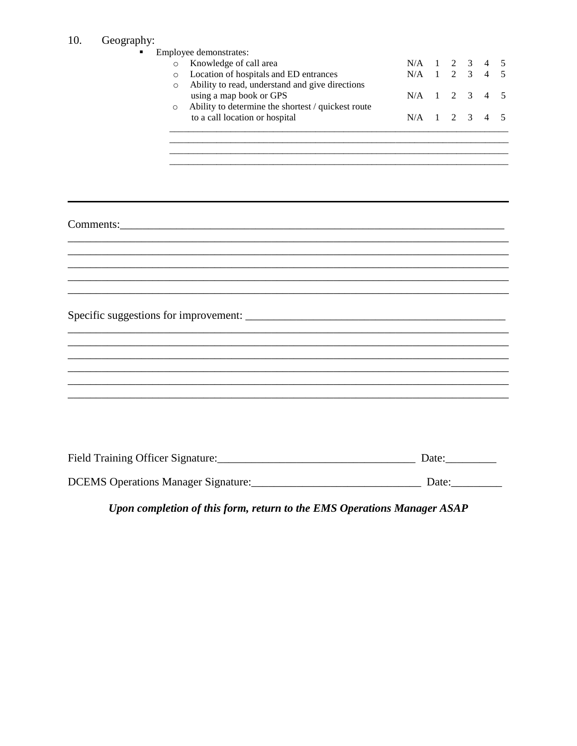10. Geography:

- Employee demonstrates:
  - Knowledge of call area — N/A 1 2 3 4 5
  - Location of hospitals and ED entrances — N/A 1 2 3 4 5
  - Ability to read, understand and give directions using a map book or GPS — N/A 1 2 3 4 5
  - Ability to determine the shortest / quickest route to a call location or hospital — N/A 1 2 3 4 5

______________________________________________________________________
______________________________________________________________________
______________________________________________________________________
______________________________________________________________________

---

Comments:______________________________________________________________
______________________________________________________________________
______________________________________________________________________
______________________________________________________________________
______________________________________________________________________
______________________________________________________________________

Specific suggestions for improvement: ____________________________________
______________________________________________________________________
______________________________________________________________________
______________________________________________________________________
______________________________________________________________________
______________________________________________________________________
______________________________________________________________________

Field Training Officer Signature:___________________________________ Date:_________

DCEMS Operations Manager Signature:_____________________________ Date:_________

***Upon completion of this form, return to the EMS Operations Manager ASAP***